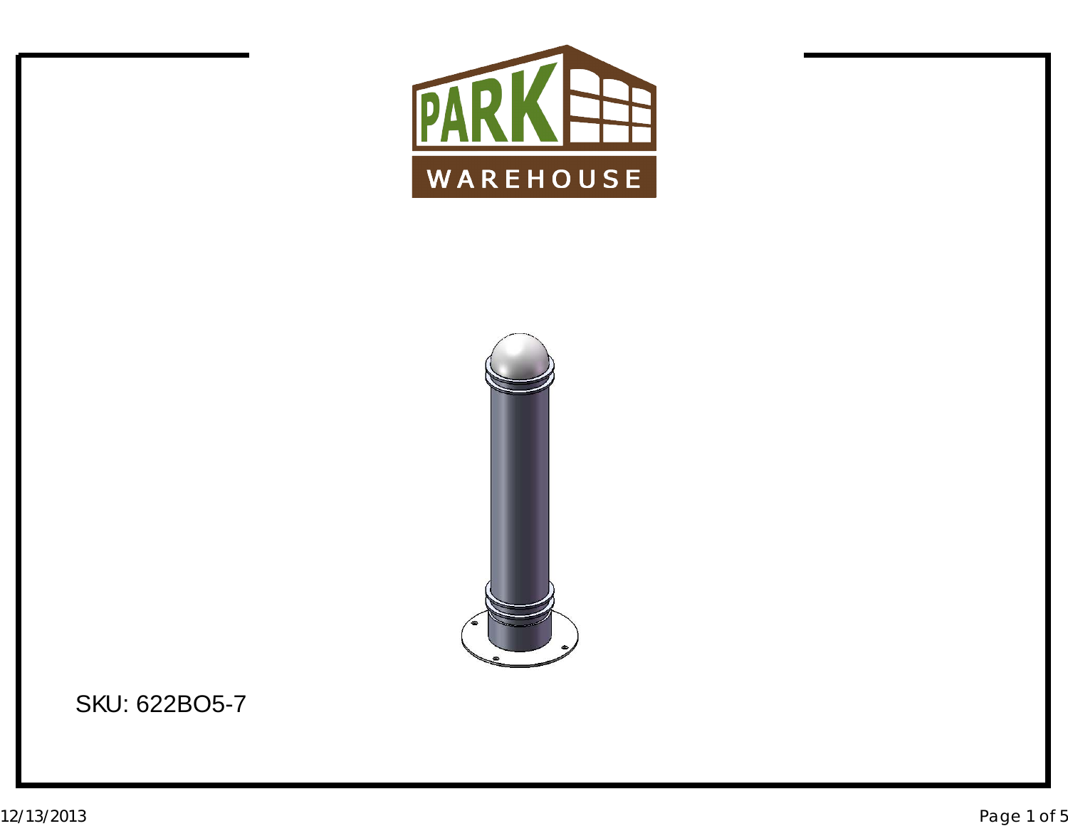PARK WAREHOUSE

SKU: 622BO5-7

12/13/2013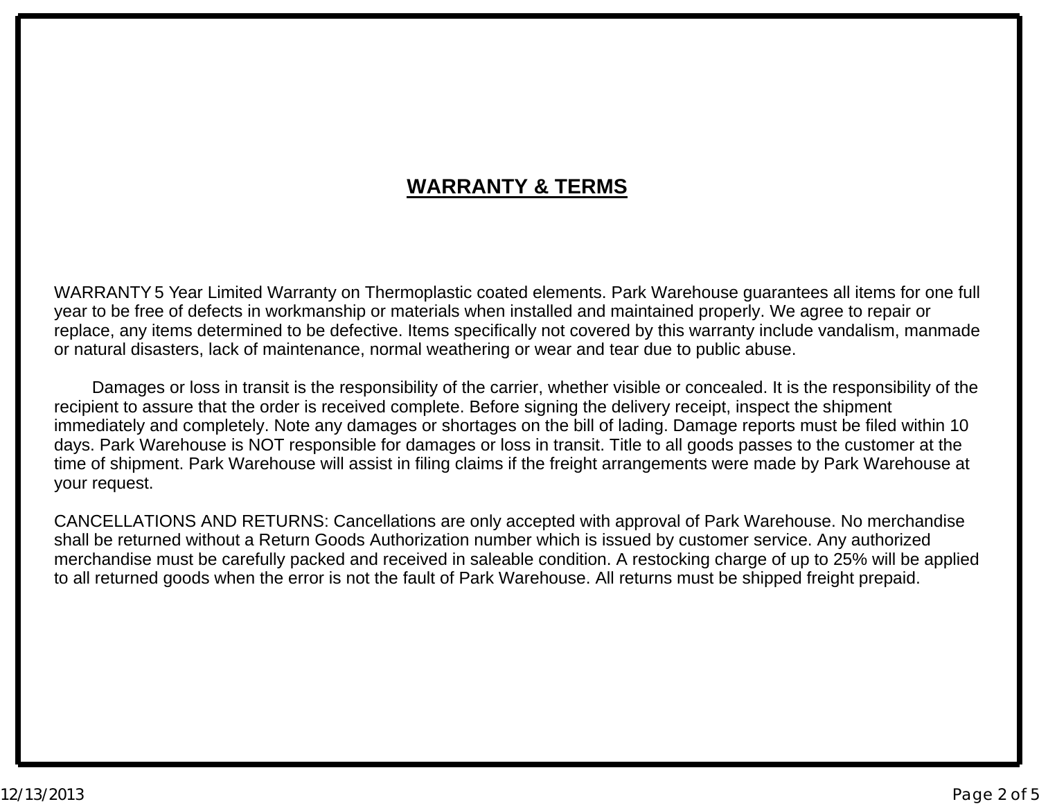# WARRANTY & TERMS

WARRANTY 5 Year Limited Warranty on Thermoplastic coated elements. Park Warehouse guarantees all items for one full year to be free of defects in workmanship or materials when installed and maintained properly. We agree to repair or replace, any items determined to be defective. Items specifically not covered by this warranty include vandalism, manmade or natural disasters, lack of maintenance, normal weathering or wear and tear due to public abuse.

Damages or loss in transit is the responsibility of the carrier, whether visible or concealed. It is the responsibility of the recipient to assure that the order is received complete. Before signing the delivery receipt, inspect the shipment immediately and completely. Note any damages or shortages on the bill of lading. Damage reports must be filed within 10 days. Park Warehouse is NOT responsible for damages or loss in transit. Title to all goods passes to the customer at the time of shipment. Park Warehouse will assist in filing claims if the freight arrangements were made by Park Warehouse at your request.

CANCELLATIONS AND RETURNS: Cancellations are only accepted with approval of Park Warehouse. No merchandise shall be returned without a Return Goods Authorization number which is issued by customer service. Any authorized merchandise must be carefully packed and received in saleable condition. A restocking charge of up to 25% will be applied to all returned goods when the error is not the fault of Park Warehouse. All returns must be shipped freight prepaid.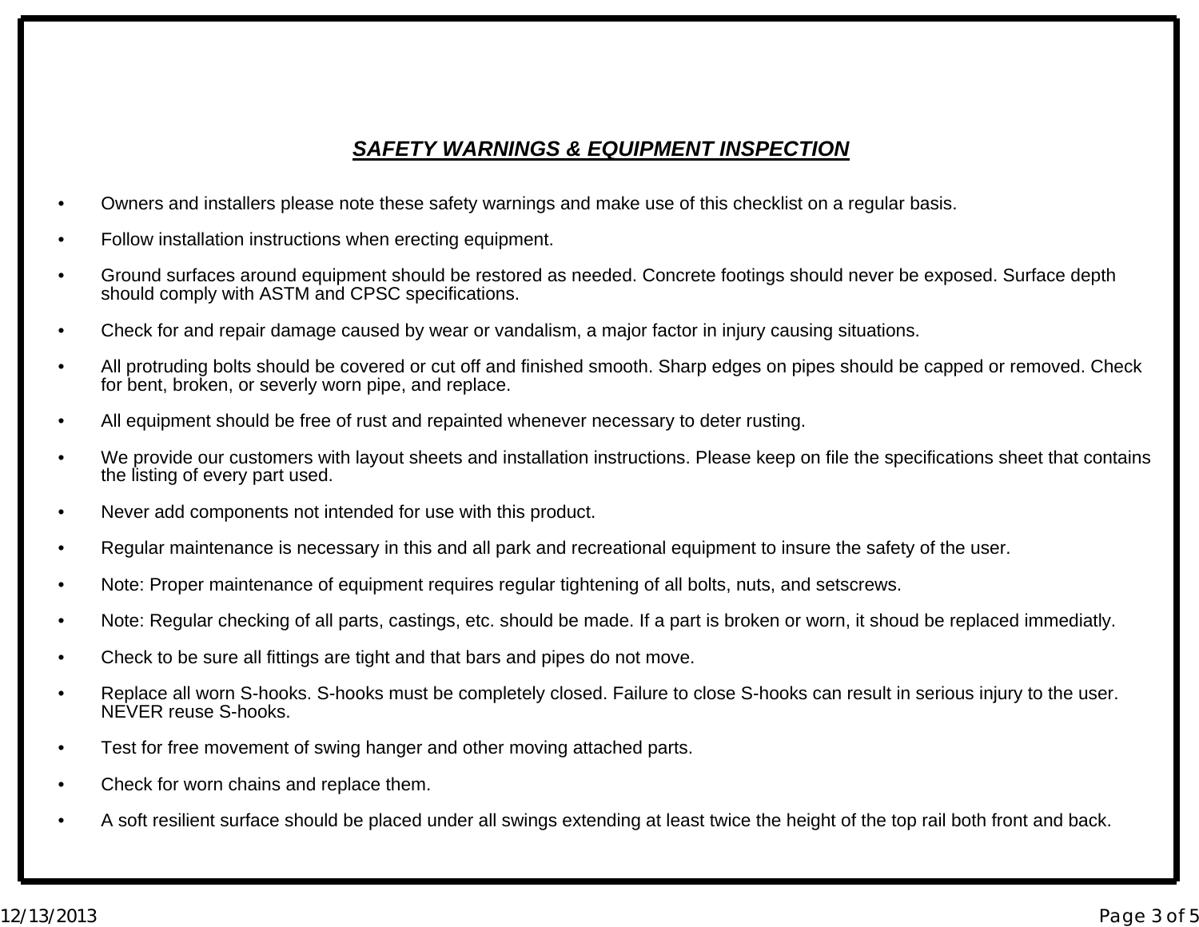## ***SAFETY WARNINGS & EQUIPMENT INSPECTION***

- Owners and installers please note these safety warnings and make use of this checklist on a regular basis.
- Follow installation instructions when erecting equipment.
- Ground surfaces around equipment should be restored as needed. Concrete footings should never be exposed. Surface depth should comply with ASTM and CPSC specifications.
- Check for and repair damage caused by wear or vandalism, a major factor in injury causing situations.
- All protruding bolts should be covered or cut off and finished smooth. Sharp edges on pipes should be capped or removed. Check for bent, broken, or severly worn pipe, and replace.
- All equipment should be free of rust and repainted whenever necessary to deter rusting.
- We provide our customers with layout sheets and installation instructions. Please keep on file the specifications sheet that contains the listing of every part used.
- Never add components not intended for use with this product.
- Regular maintenance is necessary in this and all park and recreational equipment to insure the safety of the user.
- Note: Proper maintenance of equipment requires regular tightening of all bolts, nuts, and setscrews.
- Note: Regular checking of all parts, castings, etc. should be made. If a part is broken or worn, it shoud be replaced immediatly.
- Check to be sure all fittings are tight and that bars and pipes do not move.
- Replace all worn S-hooks. S-hooks must be completely closed. Failure to close S-hooks can result in serious injury to the user. NEVER reuse S-hooks.
- Test for free movement of swing hanger and other moving attached parts.
- Check for worn chains and replace them.
- A soft resilient surface should be placed under all swings extending at least twice the height of the top rail both front and back.

12/13/2013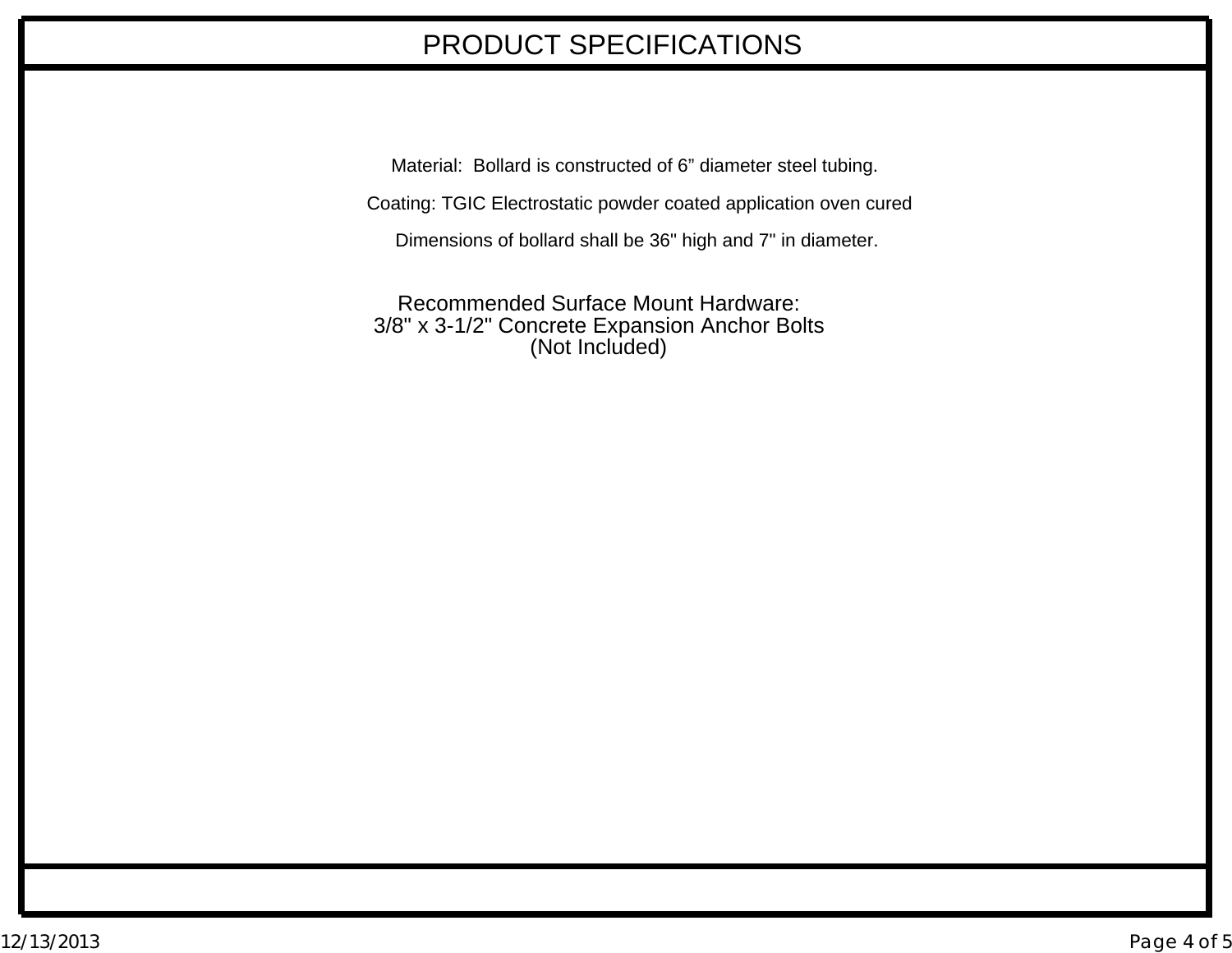# PRODUCT SPECIFICATIONS

Material:  Bollard is constructed of 6” diameter steel tubing.

Coating: TGIC Electrostatic powder coated application oven cured

Dimensions of bollard shall be 36" high and 7" in diameter.

Recommended Surface Mount Hardware:
3/8" x 3-1/2" Concrete Expansion Anchor Bolts
(Not Included)

12/13/2013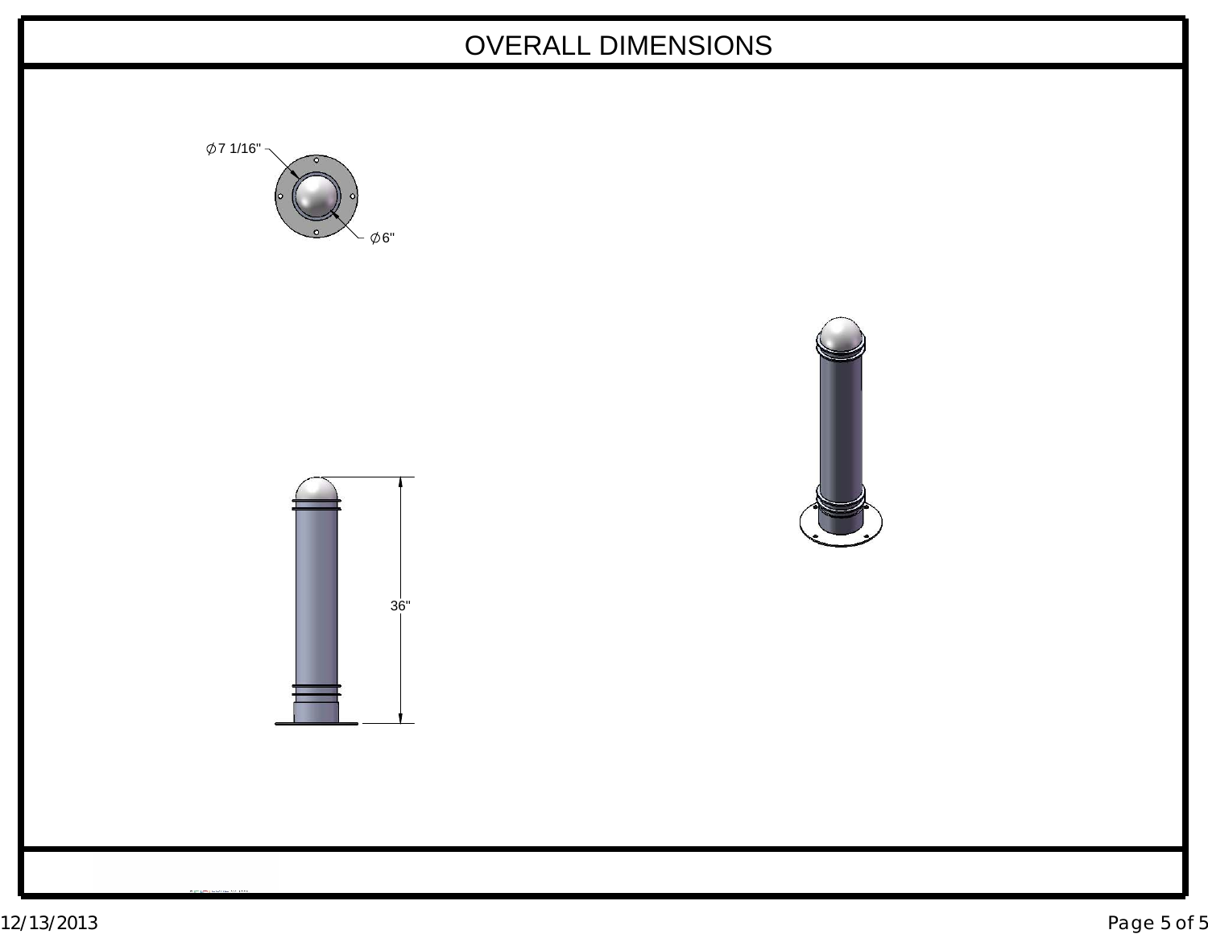# OVERALL DIMENSIONS

∅7 1/16"

∅6"

36"